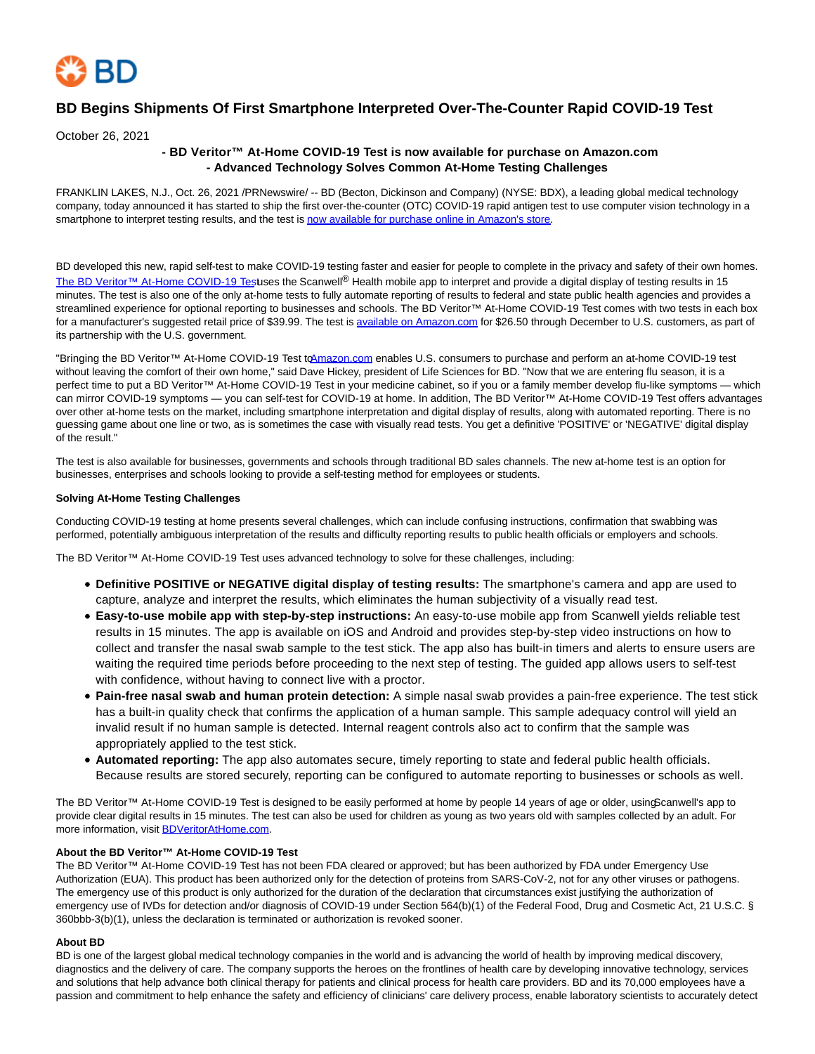# BD Begins Shipments Of First Smartphone Interpreted Over-The-Counter Rapid COVID-19 Test

October 26, 2021

**- BD Veritor™ At-Home COVID-19 Test is now available for purchase on Amazon.com**
**- Advanced Technology Solves Common At-Home Testing Challenges**

FRANKLIN LAKES, N.J., Oct. 26, 2021 /PRNewswire/ -- BD (Becton, Dickinson and Company) (NYSE: BDX), a leading global medical technology company, today announced it has started to ship the first over-the-counter (OTC) COVID-19 rapid antigen test to use computer vision technology in a smartphone to interpret testing results, and the test is now available for purchase online in Amazon's store.

BD developed this new, rapid self-test to make COVID-19 testing faster and easier for people to complete in the privacy and safety of their own homes. The BD Veritor™ At-Home COVID-19 Test uses the Scanwell® Health mobile app to interpret and provide a digital display of testing results in 15 minutes. The test is also one of the only at-home tests to fully automate reporting of results to federal and state public health agencies and provides a streamlined experience for optional reporting to businesses and schools. The BD Veritor™ At-Home COVID-19 Test comes with two tests in each box for a manufacturer's suggested retail price of $39.99. The test is available on Amazon.com for $26.50 through December to U.S. customers, as part of its partnership with the U.S. government.

"Bringing the BD Veritor™ At-Home COVID-19 Test to Amazon.com enables U.S. consumers to purchase and perform an at-home COVID-19 test without leaving the comfort of their own home," said Dave Hickey, president of Life Sciences for BD. "Now that we are entering flu season, it is a perfect time to put a BD Veritor™ At-Home COVID-19 Test in your medicine cabinet, so if you or a family member develop flu-like symptoms — which can mirror COVID-19 symptoms — you can self-test for COVID-19 at home. In addition, The BD Veritor™ At-Home COVID-19 Test offers advantages over other at-home tests on the market, including smartphone interpretation and digital display of results, along with automated reporting. There is no guessing game about one line or two, as is sometimes the case with visually read tests. You get a definitive 'POSITIVE' or 'NEGATIVE' digital display of the result."

The test is also available for businesses, governments and schools through traditional BD sales channels. The new at-home test is an option for businesses, enterprises and schools looking to provide a self-testing method for employees or students.

**Solving At-Home Testing Challenges**

Conducting COVID-19 testing at home presents several challenges, which can include confusing instructions, confirmation that swabbing was performed, potentially ambiguous interpretation of the results and difficulty reporting results to public health officials or employers and schools.

The BD Veritor™ At-Home COVID-19 Test uses advanced technology to solve for these challenges, including:

- **Definitive POSITIVE or NEGATIVE digital display of testing results:** The smartphone's camera and app are used to capture, analyze and interpret the results, which eliminates the human subjectivity of a visually read test.
- **Easy-to-use mobile app with step-by-step instructions:** An easy-to-use mobile app from Scanwell yields reliable test results in 15 minutes. The app is available on iOS and Android and provides step-by-step video instructions on how to collect and transfer the nasal swab sample to the test stick. The app also has built-in timers and alerts to ensure users are waiting the required time periods before proceeding to the next step of testing. The guided app allows users to self-test with confidence, without having to connect live with a proctor.
- **Pain-free nasal swab and human protein detection:** A simple nasal swab provides a pain-free experience. The test stick has a built-in quality check that confirms the application of a human sample. This sample adequacy control will yield an invalid result if no human sample is detected. Internal reagent controls also act to confirm that the sample was appropriately applied to the test stick.
- **Automated reporting:** The app also automates secure, timely reporting to state and federal public health officials. Because results are stored securely, reporting can be configured to automate reporting to businesses or schools as well.

The BD Veritor™ At-Home COVID-19 Test is designed to be easily performed at home by people 14 years of age or older, using Scanwell's app to provide clear digital results in 15 minutes. The test can also be used for children as young as two years old with samples collected by an adult. For more information, visit BDVeritorAtHome.com.

**About the BD Veritor™ At-Home COVID-19 Test**
The BD Veritor™ At-Home COVID-19 Test has not been FDA cleared or approved; but has been authorized by FDA under Emergency Use Authorization (EUA). This product has been authorized only for the detection of proteins from SARS-CoV-2, not for any other viruses or pathogens. The emergency use of this product is only authorized for the duration of the declaration that circumstances exist justifying the authorization of emergency use of IVDs for detection and/or diagnosis of COVID-19 under Section 564(b)(1) of the Federal Food, Drug and Cosmetic Act, 21 U.S.C. § 360bbb-3(b)(1), unless the declaration is terminated or authorization is revoked sooner.

**About BD**
BD is one of the largest global medical technology companies in the world and is advancing the world of health by improving medical discovery, diagnostics and the delivery of care. The company supports the heroes on the frontlines of health care by developing innovative technology, services and solutions that help advance both clinical therapy for patients and clinical process for health care providers. BD and its 70,000 employees have a passion and commitment to help enhance the safety and efficiency of clinicians' care delivery process, enable laboratory scientists to accurately detect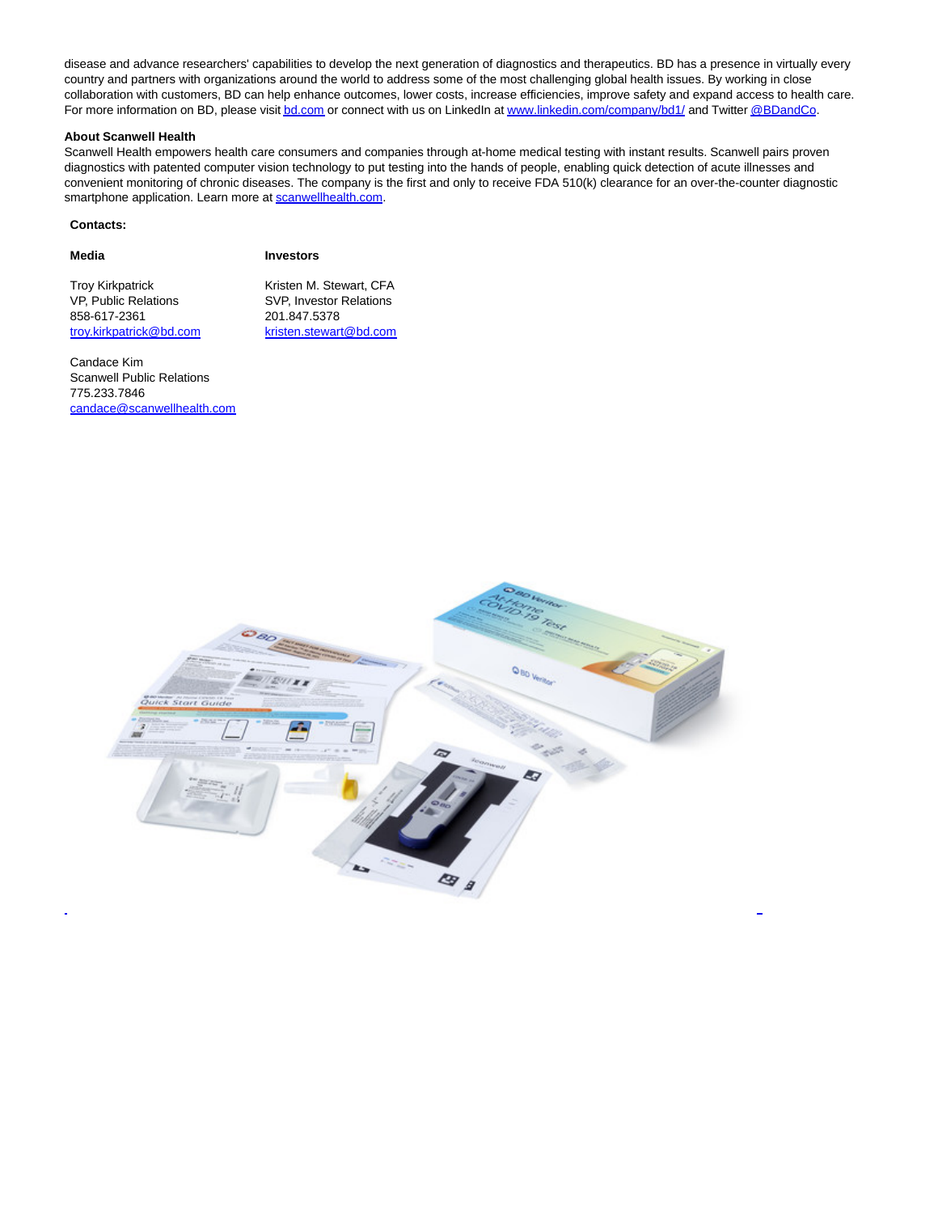disease and advance researchers' capabilities to develop the next generation of diagnostics and therapeutics. BD has a presence in virtually every country and partners with organizations around the world to address some of the most challenging global health issues. By working in close collaboration with customers, BD can help enhance outcomes, lower costs, increase efficiencies, improve safety and expand access to health care. For more information on BD, please visit bd.com or connect with us on LinkedIn at www.linkedin.com/company/bd1/ and Twitter @BDandCo.

**About Scanwell Health**

Scanwell Health empowers health care consumers and companies through at-home medical testing with instant results. Scanwell pairs proven diagnostics with patented computer vision technology to put testing into the hands of people, enabling quick detection of acute illnesses and convenient monitoring of chronic diseases. The company is the first and only to receive FDA 510(k) clearance for an over-the-counter diagnostic smartphone application. Learn more at scanwellhealth.com.

**Contacts:**

**Media**

Troy Kirkpatrick
VP, Public Relations
858-617-2361
troy.kirkpatrick@bd.com

Candace Kim
Scanwell Public Relations
775.233.7846
candace@scanwellhealth.com

**Investors**

Kristen M. Stewart, CFA
SVP, Investor Relations
201.847.5378
kristen.stewart@bd.com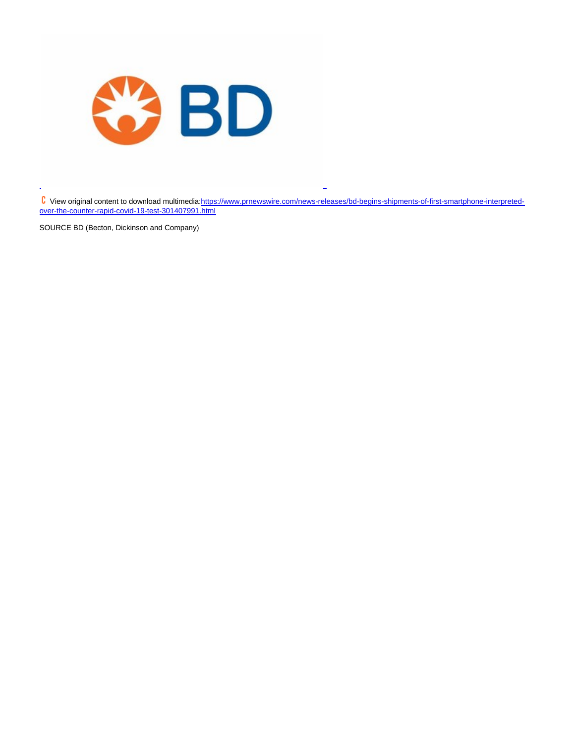View original content to download multimedia:https://www.prnewswire.com/news-releases/bd-begins-shipments-of-first-smartphone-interpreted-over-the-counter-rapid-covid-19-test-301407991.html

SOURCE BD (Becton, Dickinson and Company)